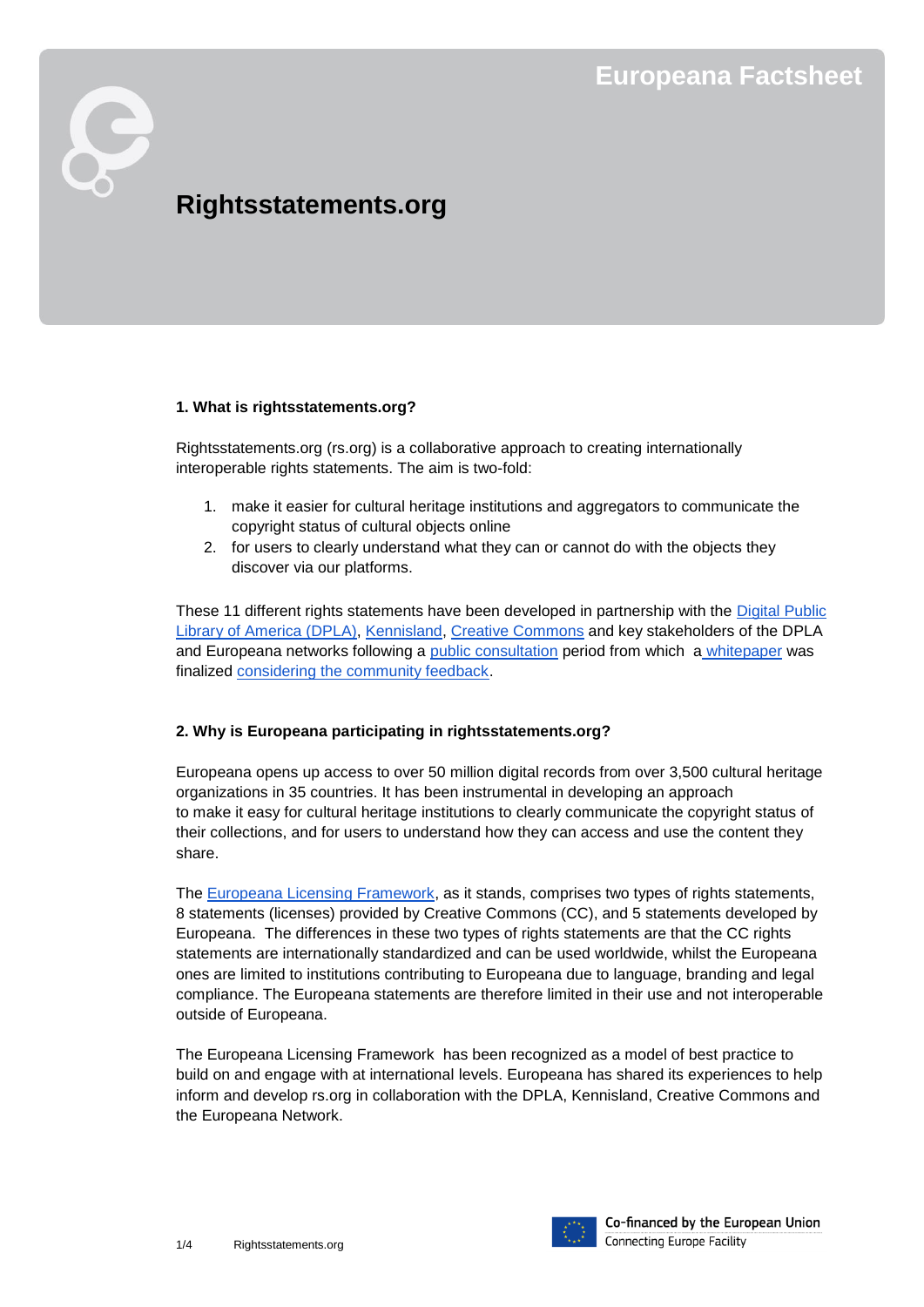Europeana Factsheet

# Rightsstatements.org

## 1. What is rightsstatements.org?

Rightsstatements.org (rs.org) is a collaborative approach to creating internationally interoperable rights statements. The aim is two-fold:

1. make it easier for cultural heritage institutions and aggregators to communicate the copyright status of cultural objects online
2. for users to clearly understand what they can or cannot do with the objects they discover via our platforms.

These 11 different rights statements have been developed in partnership with the [Digital Public Library of America (DPLA)](), [Kennisland](), [Creative Commons]() and key stakeholders of the DPLA and Europeana networks following a [public consultation]() period from which a [whitepaper]() was finalized [considering the community feedback]().

## 2. Why is Europeana participating in rightsstatements.org?

Europeana opens up access to over 50 million digital records from over 3,500 cultural heritage organizations in 35 countries. It has been instrumental in developing an approach to make it easy for cultural heritage institutions to clearly communicate the copyright status of their collections, and for users to understand how they can access and use the content they share.

The [Europeana Licensing Framework](), as it stands, comprises two types of rights statements, 8 statements (licenses) provided by Creative Commons (CC), and 5 statements developed by Europeana. The differences in these two types of rights statements are that the CC rights statements are internationally standardized and can be used worldwide, whilst the Europeana ones are limited to institutions contributing to Europeana due to language, branding and legal compliance. The Europeana statements are therefore limited in their use and not interoperable outside of Europeana.

The Europeana Licensing Framework has been recognized as a model of best practice to build on and engage with at international levels. Europeana has shared its experiences to help inform and develop rs.org in collaboration with the DPLA, Kennisland, Creative Commons and the Europeana Network.

Co-financed by the European Union
Connecting Europe Facility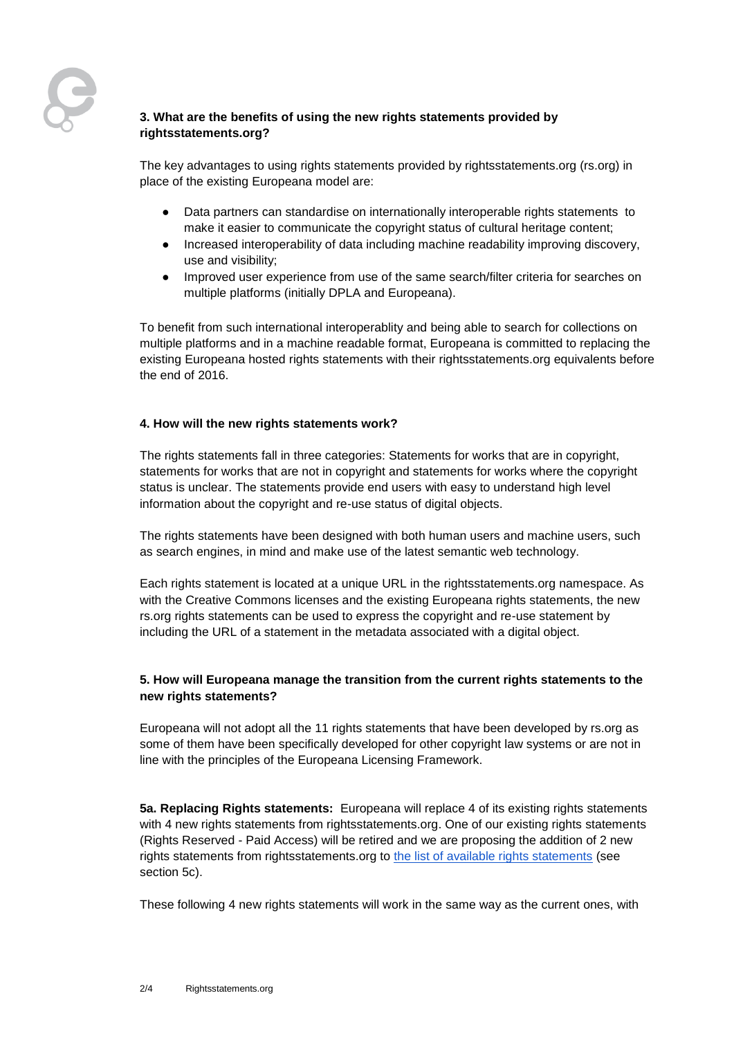### 3. What are the benefits of using the new rights statements provided by rightsstatements.org?

The key advantages to using rights statements provided by rightsstatements.org (rs.org) in place of the existing Europeana model are:

- Data partners can standardise on internationally interoperable rights statements to make it easier to communicate the copyright status of cultural heritage content;
- Increased interoperability of data including machine readability improving discovery, use and visibility;
- Improved user experience from use of the same search/filter criteria for searches on multiple platforms (initially DPLA and Europeana).

To benefit from such international interoperablity and being able to search for collections on multiple platforms and in a machine readable format, Europeana is committed to replacing the existing Europeana hosted rights statements with their rightsstatements.org equivalents before the end of 2016.

### 4. How will the new rights statements work?

The rights statements fall in three categories: Statements for works that are in copyright, statements for works that are not in copyright and statements for works where the copyright status is unclear. The statements provide end users with easy to understand high level information about the copyright and re-use status of digital objects.

The rights statements have been designed with both human users and machine users, such as search engines, in mind and make use of the latest semantic web technology.

Each rights statement is located at a unique URL in the rightsstatements.org namespace. As with the Creative Commons licenses and the existing Europeana rights statements, the new rs.org rights statements can be used to express the copyright and re-use statement by including the URL of a statement in the metadata associated with a digital object.

### 5. How will Europeana manage the transition from the current rights statements to the new rights statements?

Europeana will not adopt all the 11 rights statements that have been developed by rs.org as some of them have been specifically developed for other copyright law systems or are not in line with the principles of the Europeana Licensing Framework.

**5a. Replacing Rights statements:** Europeana will replace 4 of its existing rights statements with 4 new rights statements from rightsstatements.org. One of our existing rights statements (Rights Reserved - Paid Access) will be retired and we are proposing the addition of 2 new rights statements from rightsstatements.org to [the list of available rights statements] (see section 5c).

These following 4 new rights statements will work in the same way as the current ones, with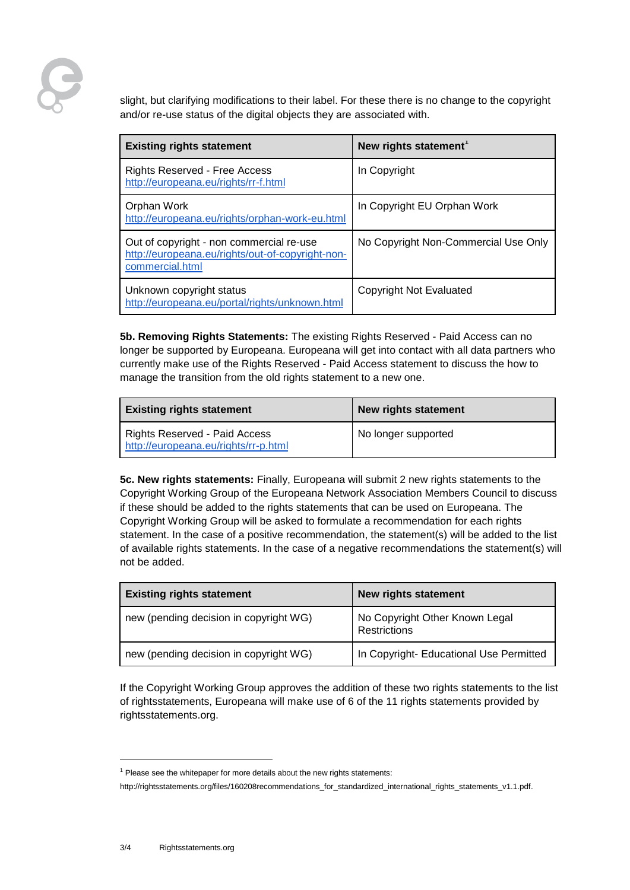slight, but clarifying modifications to their label. For these there is no change to the copyright and/or re-use status of the digital objects they are associated with.

| Existing rights statement | New rights statement[1] |
| --- | --- |
| Rights Reserved - Free Access http://europeana.eu/rights/rr-f.html | In Copyright |
| Orphan Work http://europeana.eu/rights/orphan-work-eu.html | In Copyright EU Orphan Work |
| Out of copyright - non commercial re-use http://europeana.eu/rights/out-of-copyright-non-commercial.html | No Copyright Non-Commercial Use Only |
| Unknown copyright status http://europeana.eu/portal/rights/unknown.html | Copyright Not Evaluated |

**5b. Removing Rights Statements:** The existing Rights Reserved - Paid Access can no longer be supported by Europeana. Europeana will get into contact with all data partners who currently make use of the Rights Reserved - Paid Access statement to discuss the how to manage the transition from the old rights statement to a new one.

| Existing rights statement | New rights statement |
| --- | --- |
| Rights Reserved - Paid Access http://europeana.eu/rights/rr-p.html | No longer supported |

**5c. New rights statements:** Finally, Europeana will submit 2 new rights statements to the Copyright Working Group of the Europeana Network Association Members Council to discuss if these should be added to the rights statements that can be used on Europeana. The Copyright Working Group will be asked to formulate a recommendation for each rights statement. In the case of a positive recommendation, the statement(s) will be added to the list of available rights statements. In the case of a negative recommendations the statement(s) will not be added.

| Existing rights statement | New rights statement |
| --- | --- |
| new (pending decision in copyright WG) | No Copyright Other Known Legal Restrictions |
| new (pending decision in copyright WG) | In Copyright- Educational Use Permitted |

If the Copyright Working Group approves the addition of these two rights statements to the list of rightsstatements, Europeana will make use of 6 of the 11 rights statements provided by rightsstatements.org.

[1] Please see the whitepaper for more details about the new rights statements: http://rightsstatements.org/files/160208recommendations_for_standardized_international_rights_statements_v1.1.pdf.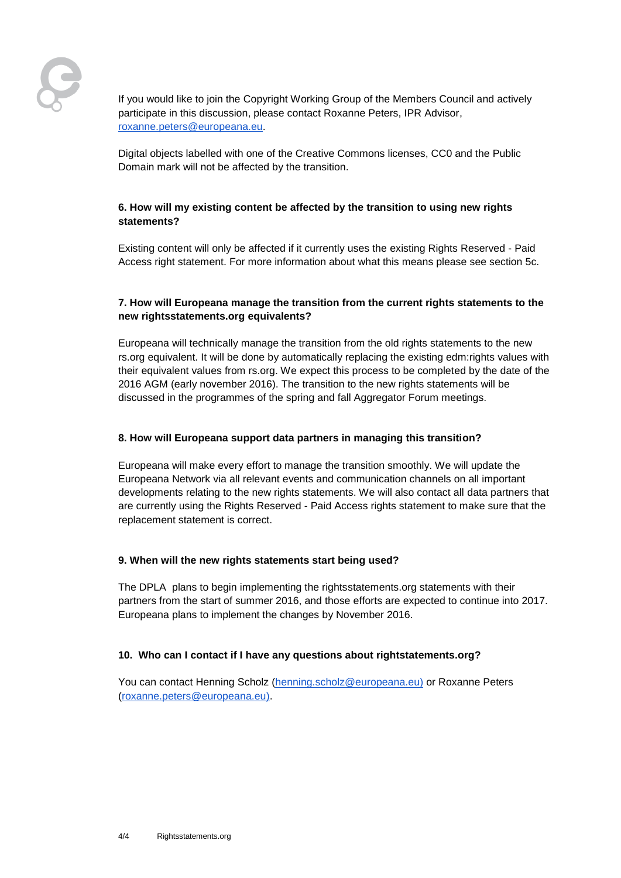If you would like to join the Copyright Working Group of the Members Council and actively participate in this discussion, please contact Roxanne Peters, IPR Advisor, roxanne.peters@europeana.eu.

Digital objects labelled with one of the Creative Commons licenses, CC0 and the Public Domain mark will not be affected by the transition.

### 6. How will my existing content be affected by the transition to using new rights statements?

Existing content will only be affected if it currently uses the existing Rights Reserved - Paid Access right statement. For more information about what this means please see section 5c.

### 7. How will Europeana manage the transition from the current rights statements to the new rightsstatements.org equivalents?

Europeana will technically manage the transition from the old rights statements to the new rs.org equivalent. It will be done by automatically replacing the existing edm:rights values with their equivalent values from rs.org. We expect this process to be completed by the date of the 2016 AGM (early november 2016). The transition to the new rights statements will be discussed in the programmes of the spring and fall Aggregator Forum meetings.

### 8. How will Europeana support data partners in managing this transition?

Europeana will make every effort to manage the transition smoothly. We will update the Europeana Network via all relevant events and communication channels on all important developments relating to the new rights statements. We will also contact all data partners that are currently using the Rights Reserved - Paid Access rights statement to make sure that the replacement statement is correct.

### 9. When will the new rights statements start being used?

The DPLA plans to begin implementing the rightsstatements.org statements with their partners from the start of summer 2016, and those efforts are expected to continue into 2017. Europeana plans to implement the changes by November 2016.

### 10. Who can I contact if I have any questions about rightstatements.org?

You can contact Henning Scholz (henning.scholz@europeana.eu) or Roxanne Peters (roxanne.peters@europeana.eu).